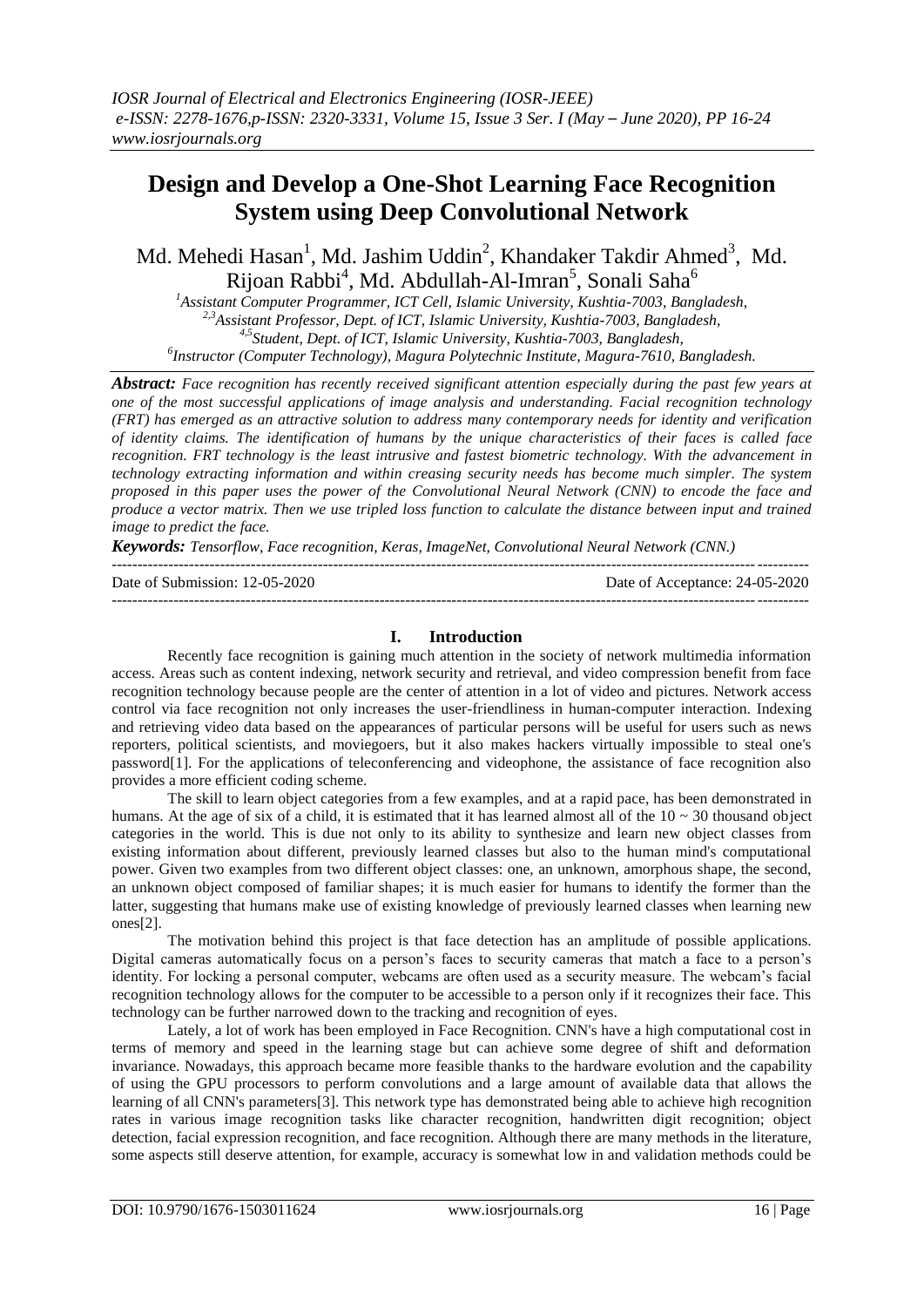# Design and Develop a One-Shot Learning Face Recognition System using Deep Convolutional Network

Md. Mehedi Hasan[1], Md. Jashim Uddin[2], Khandaker Takdir Ahmed[3], Md. Rijoan Rabbi[4], Md. Abdullah-Al-Imran[5], Sonali Saha[6]

[1]*Assistant Computer Programmer, ICT Cell, Islamic University, Kushtia-7003, Bangladesh,*
[2,3]*Assistant Professor, Dept. of ICT, Islamic University, Kushtia-7003, Bangladesh,*
[4,5]*Student, Dept. of ICT, Islamic University, Kushtia-7003, Bangladesh,*
[6]*Instructor (Computer Technology), Magura Polytechnic Institute, Magura-7610, Bangladesh.*

***Abstract:*** *Face recognition has recently received significant attention especially during the past few years at one of the most successful applications of image analysis and understanding. Facial recognition technology (FRT) has emerged as an attractive solution to address many contemporary needs for identity and verification of identity claims. The identification of humans by the unique characteristics of their faces is called face recognition. FRT technology is the least intrusive and fastest biometric technology. With the advancement in technology extracting information and within creasing security needs has become much simpler. The system proposed in this paper uses the power of the Convolutional Neural Network (CNN) to encode the face and produce a vector matrix. Then we use tripled loss function to calculate the distance between input and trained image to predict the face.*

***Keywords:*** *Tensorflow, Face recognition, Keras, ImageNet, Convolutional Neural Network (CNN.)*

---

Date of Submission: 12-05-2020 | Date of Acceptance: 24-05-2020

---

## I. Introduction

Recently face recognition is gaining much attention in the society of network multimedia information access. Areas such as content indexing, network security and retrieval, and video compression benefit from face recognition technology because people are the center of attention in a lot of video and pictures. Network access control via face recognition not only increases the user-friendliness in human-computer interaction. Indexing and retrieving video data based on the appearances of particular persons will be useful for users such as news reporters, political scientists, and moviegoers, but it also makes hackers virtually impossible to steal one's password[1]. For the applications of teleconferencing and videophone, the assistance of face recognition also provides a more efficient coding scheme.

The skill to learn object categories from a few examples, and at a rapid pace, has been demonstrated in humans. At the age of six of a child, it is estimated that it has learned almost all of the 10 ~ 30 thousand object categories in the world. This is due not only to its ability to synthesize and learn new object classes from existing information about different, previously learned classes but also to the human mind's computational power. Given two examples from two different object classes: one, an unknown, amorphous shape, the second, an unknown object composed of familiar shapes; it is much easier for humans to identify the former than the latter, suggesting that humans make use of existing knowledge of previously learned classes when learning new ones[2].

The motivation behind this project is that face detection has an amplitude of possible applications. Digital cameras automatically focus on a person's faces to security cameras that match a face to a person's identity. For locking a personal computer, webcams are often used as a security measure. The webcam's facial recognition technology allows for the computer to be accessible to a person only if it recognizes their face. This technology can be further narrowed down to the tracking and recognition of eyes.

Lately, a lot of work has been employed in Face Recognition. CNN's have a high computational cost in terms of memory and speed in the learning stage but can achieve some degree of shift and deformation invariance. Nowadays, this approach became more feasible thanks to the hardware evolution and the capability of using the GPU processors to perform convolutions and a large amount of available data that allows the learning of all CNN's parameters[3]. This network type has demonstrated being able to achieve high recognition rates in various image recognition tasks like character recognition, handwritten digit recognition; object detection, facial expression recognition, and face recognition. Although there are many methods in the literature, some aspects still deserve attention, for example, accuracy is somewhat low in and validation methods could be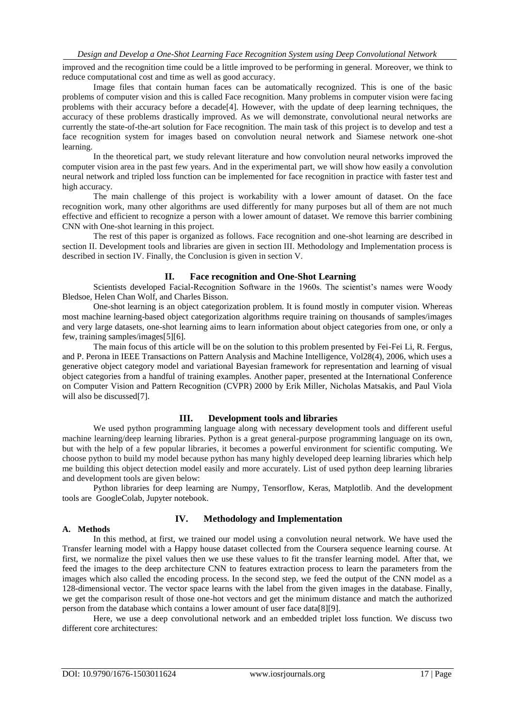improved and the recognition time could be a little improved to be performing in general. Moreover, we think to reduce computational cost and time as well as good accuracy.

Image files that contain human faces can be automatically recognized. This is one of the basic problems of computer vision and this is called Face recognition. Many problems in computer vision were facing problems with their accuracy before a decade[4]. However, with the update of deep learning techniques, the accuracy of these problems drastically improved. As we will demonstrate, convolutional neural networks are currently the state-of-the-art solution for Face recognition. The main task of this project is to develop and test a face recognition system for images based on convolution neural network and Siamese network one-shot learning.

In the theoretical part, we study relevant literature and how convolution neural networks improved the computer vision area in the past few years. And in the experimental part, we will show how easily a convolution neural network and tripled loss function can be implemented for face recognition in practice with faster test and high accuracy.

The main challenge of this project is workability with a lower amount of dataset. On the face recognition work, many other algorithms are used differently for many purposes but all of them are not much effective and efficient to recognize a person with a lower amount of dataset. We remove this barrier combining CNN with One-shot learning in this project.

The rest of this paper is organized as follows. Face recognition and one-shot learning are described in section II. Development tools and libraries are given in section III. Methodology and Implementation process is described in section IV. Finally, the Conclusion is given in section V.

## II. Face recognition and One-Shot Learning

Scientists developed Facial-Recognition Software in the 1960s. The scientist's names were Woody Bledsoe, Helen Chan Wolf, and Charles Bisson.

One-shot learning is an object categorization problem. It is found mostly in computer vision. Whereas most machine learning-based object categorization algorithms require training on thousands of samples/images and very large datasets, one-shot learning aims to learn information about object categories from one, or only a few, training samples/images[5][6].

The main focus of this article will be on the solution to this problem presented by Fei-Fei Li, R. Fergus, and P. Perona in IEEE Transactions on Pattern Analysis and Machine Intelligence, Vol28(4), 2006, which uses a generative object category model and variational Bayesian framework for representation and learning of visual object categories from a handful of training examples. Another paper, presented at the International Conference on Computer Vision and Pattern Recognition (CVPR) 2000 by Erik Miller, Nicholas Matsakis, and Paul Viola will also be discussed[7].

## III. Development tools and libraries

We used python programming language along with necessary development tools and different useful machine learning/deep learning libraries. Python is a great general-purpose programming language on its own, but with the help of a few popular libraries, it becomes a powerful environment for scientific computing. We choose python to build my model because python has many highly developed deep learning libraries which help me building this object detection model easily and more accurately. List of used python deep learning libraries and development tools are given below:

Python libraries for deep learning are Numpy, Tensorflow, Keras, Matplotlib. And the development tools are GoogleColab, Jupyter notebook.

## IV. Methodology and Implementation

### A. Methods

In this method, at first, we trained our model using a convolution neural network. We have used the Transfer learning model with a Happy house dataset collected from the Coursera sequence learning course. At first, we normalize the pixel values then we use these values to fit the transfer learning model. After that, we feed the images to the deep architecture CNN to features extraction process to learn the parameters from the images which also called the encoding process. In the second step, we feed the output of the CNN model as a 128-dimensional vector. The vector space learns with the label from the given images in the database. Finally, we get the comparison result of those one-hot vectors and get the minimum distance and match the authorized person from the database which contains a lower amount of user face data[8][9].

Here, we use a deep convolutional network and an embedded triplet loss function. We discuss two different core architectures: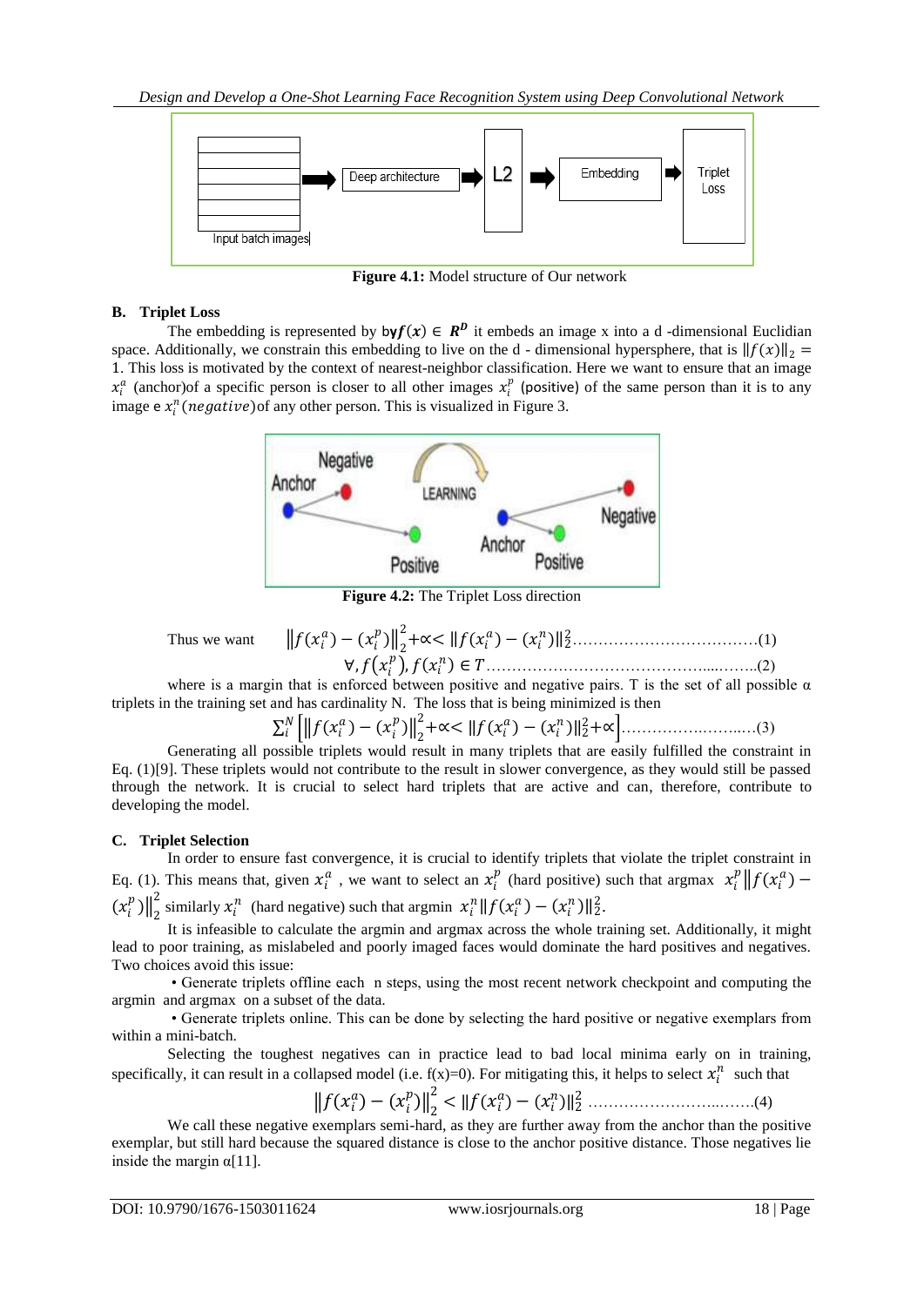Input batch images → Deep architecture → L2 → Embedding → Triplet Loss

**Figure 4.1:** Model structure of Our network

### B. Triplet Loss

The embedding is represented by by $f(x) \in \boldsymbol{R^D}$ it embeds an image x into a d -dimensional Euclidian space. Additionally, we constrain this embedding to live on the d - dimensional hypersphere, that is $\|f(x)\|_2 = 1$. This loss is motivated by the context of nearest-neighbor classification. Here we want to ensure that an image $x_i^a$ (anchor)of a specific person is closer to all other images $x_i^p$ (positive) of the same person than it is to any image e $x_i^n$ $(negative)$of any other person. This is visualized in Figure 3.

Negative, Anchor, LEARNING, Positive, Negative, Anchor, Positive

**Figure 4.2:** The Triplet Loss direction

Thus we want $\left\|f(x_i^a) - (x_i^p)\right\|_2^2 + \propto < \|f(x_i^a) - (x_i^n)\|_2^2$………………………………(1)

$\forall, f(x_i^p), f(x_i^n) \in T$……………………………………...……..(2)

where is a margin that is enforced between positive and negative pairs. T is the set of all possible α triplets in the training set and has cardinality N. The loss that is being minimized is then

$$\sum_i^N \left[\left\|f(x_i^a) - (x_i^p)\right\|_2^2 + \propto < \|f(x_i^a) - (x_i^n)\|_2^2 + \propto\right] \ldots\ldots\ldots(3)$$

Generating all possible triplets would result in many triplets that are easily fulfilled the constraint in Eq. (1)[9]. These triplets would not contribute to the result in slower convergence, as they would still be passed through the network. It is crucial to select hard triplets that are active and can, therefore, contribute to developing the model.

### C. Triplet Selection

In order to ensure fast convergence, it is crucial to identify triplets that violate the triplet constraint in Eq. (1). This means that, given $x_i^a$ , we want to select an $x_i^p$ (hard positive) such that argmax $x_i^p \left\|f(x_i^a) - (x_i^p)\right\|_2^2$ similarly $x_i^n$ (hard negative) such that argmin $x_i^n \|f(x_i^a) - (x_i^n)\|_2^2$.

It is infeasible to calculate the argmin and argmax across the whole training set. Additionally, it might lead to poor training, as mislabeled and poorly imaged faces would dominate the hard positives and negatives. Two choices avoid this issue:

- Generate triplets offline each n steps, using the most recent network checkpoint and computing the argmin and argmax on a subset of the data.
- Generate triplets online. This can be done by selecting the hard positive or negative exemplars from within a mini-batch.

Selecting the toughest negatives can in practice lead to bad local minima early on in training, specifically, it can result in a collapsed model (i.e. f(x)=0). For mitigating this, it helps to select $x_i^n$ such that

$$\left\|f(x_i^a) - (x_i^p)\right\|_2^2 < \|f(x_i^a) - (x_i^n)\|_2^2 \ldots\ldots\ldots(4)$$

We call these negative exemplars semi-hard, as they are further away from the anchor than the positive exemplar, but still hard because the squared distance is close to the anchor positive distance. Those negatives lie inside the margin α[11].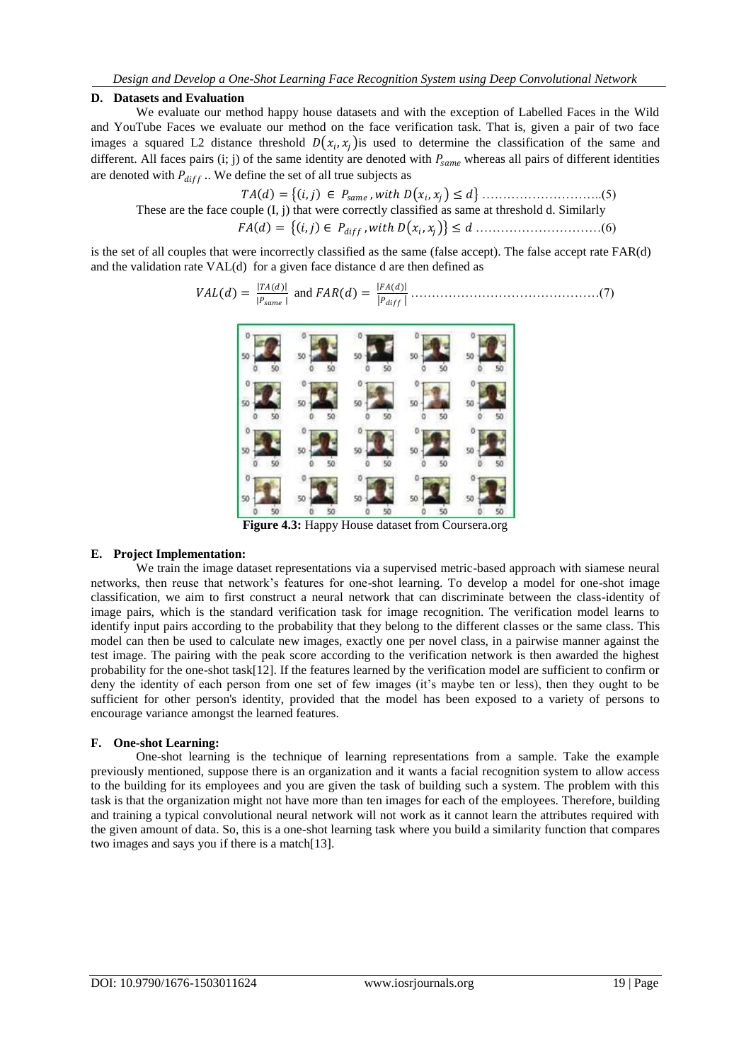### D. Datasets and Evaluation

We evaluate our method happy house datasets and with the exception of Labelled Faces in the Wild and YouTube Faces we evaluate our method on the face verification task. That is, given a pair of two face images a squared L2 distance threshold $D(x_i, x_j)$is used to determine the classification of the same and different. All faces pairs (i; j) of the same identity are denoted with $P_{same}$ whereas all pairs of different identities are denoted with $P_{diff}$ .. We define the set of all true subjects as

$$TA(d) = \{(i, j) \in P_{same}, with\ D(x_i, x_j) \leq d\} \quad \text{.....(5)}$$

These are the face couple (I, j) that were correctly classified as same at threshold d. Similarly

$$FA(d) = \{(i, j) \in P_{diff}, with\ D(x_i, x_j)\} \leq d \quad \text{.....(6)}$$

is the set of all couples that were incorrectly classified as the same (false accept). The false accept rate FAR(d) and the validation rate VAL(d) for a given face distance d are then defined as

$$VAL(d) = \frac{|TA(d)|}{|P_{same}|} \text{ and } FAR(d) = \frac{|FA(d)|}{|P_{diff}|} \quad \text{.....(7)}$$

**Figure 4.3:** Happy House dataset from Coursera.org

### E. Project Implementation:

We train the image dataset representations via a supervised metric-based approach with siamese neural networks, then reuse that network's features for one-shot learning. To develop a model for one-shot image classification, we aim to first construct a neural network that can discriminate between the class-identity of image pairs, which is the standard verification task for image recognition. The verification model learns to identify input pairs according to the probability that they belong to the different classes or the same class. This model can then be used to calculate new images, exactly one per novel class, in a pairwise manner against the test image. The pairing with the peak score according to the verification network is then awarded the highest probability for the one-shot task[12]. If the features learned by the verification model are sufficient to confirm or deny the identity of each person from one set of few images (it's maybe ten or less), then they ought to be sufficient for other person's identity, provided that the model has been exposed to a variety of persons to encourage variance amongst the learned features.

### F. One-shot Learning:

One-shot learning is the technique of learning representations from a sample. Take the example previously mentioned, suppose there is an organization and it wants a facial recognition system to allow access to the building for its employees and you are given the task of building such a system. The problem with this task is that the organization might not have more than ten images for each of the employees. Therefore, building and training a typical convolutional neural network will not work as it cannot learn the attributes required with the given amount of data. So, this is a one-shot learning task where you build a similarity function that compares two images and says you if there is a match[13].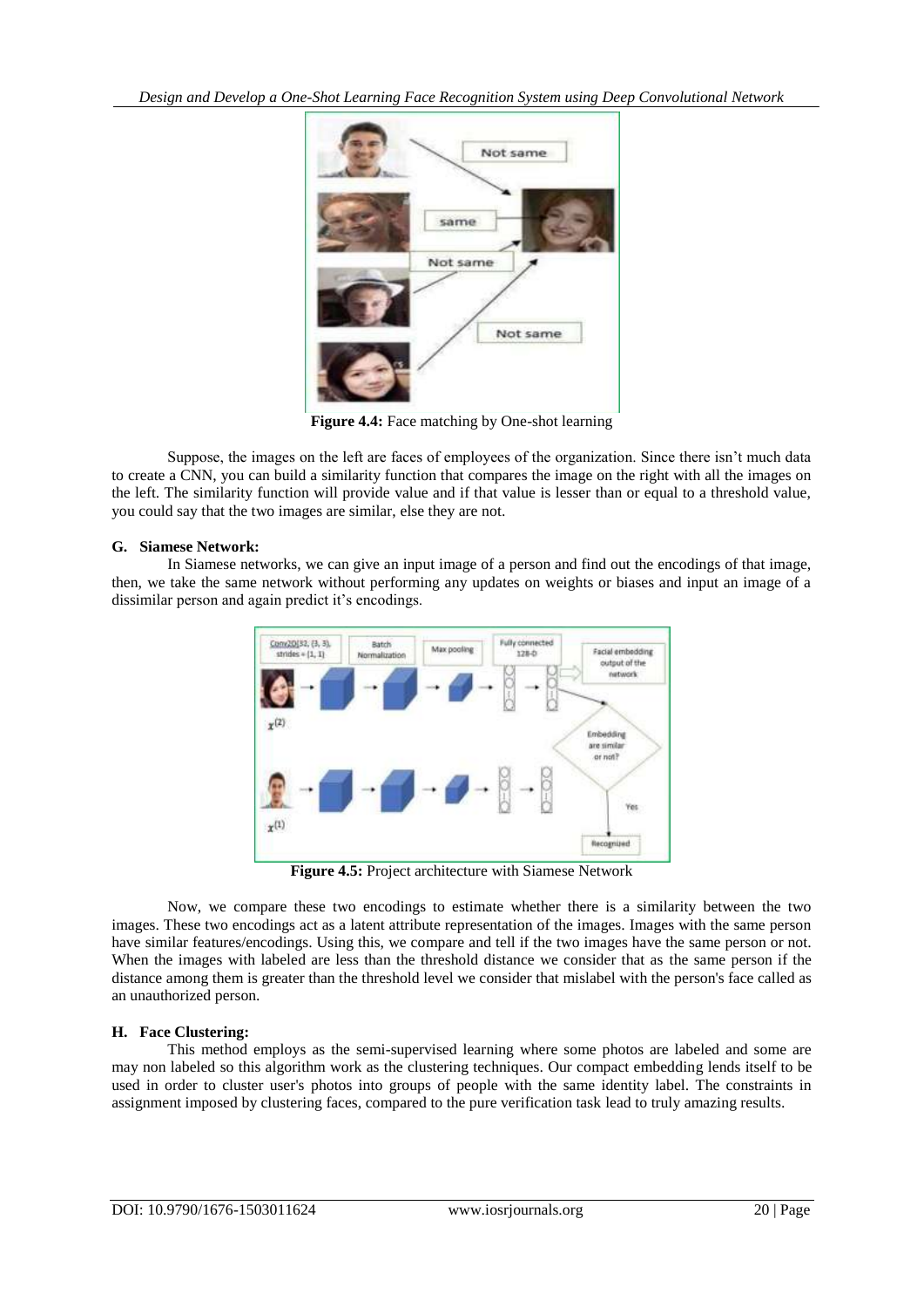**Figure 4.4:** Face matching by One-shot learning

Suppose, the images on the left are faces of employees of the organization. Since there isn't much data to create a CNN, you can build a similarity function that compares the image on the right with all the images on the left. The similarity function will provide value and if that value is lesser than or equal to a threshold value, you could say that the two images are similar, else they are not.

### G. Siamese Network:

In Siamese networks, we can give an input image of a person and find out the encodings of that image, then, we take the same network without performing any updates on weights or biases and input an image of a dissimilar person and again predict it's encodings.

**Figure 4.5:** Project architecture with Siamese Network

Now, we compare these two encodings to estimate whether there is a similarity between the two images. These two encodings act as a latent attribute representation of the images. Images with the same person have similar features/encodings. Using this, we compare and tell if the two images have the same person or not. When the images with labeled are less than the threshold distance we consider that as the same person if the distance among them is greater than the threshold level we consider that mislabel with the person's face called as an unauthorized person.

### H. Face Clustering:

This method employs as the semi-supervised learning where some photos are labeled and some are may non labeled so this algorithm work as the clustering techniques. Our compact embedding lends itself to be used in order to cluster user's photos into groups of people with the same identity label. The constraints in assignment imposed by clustering faces, compared to the pure verification task lead to truly amazing results.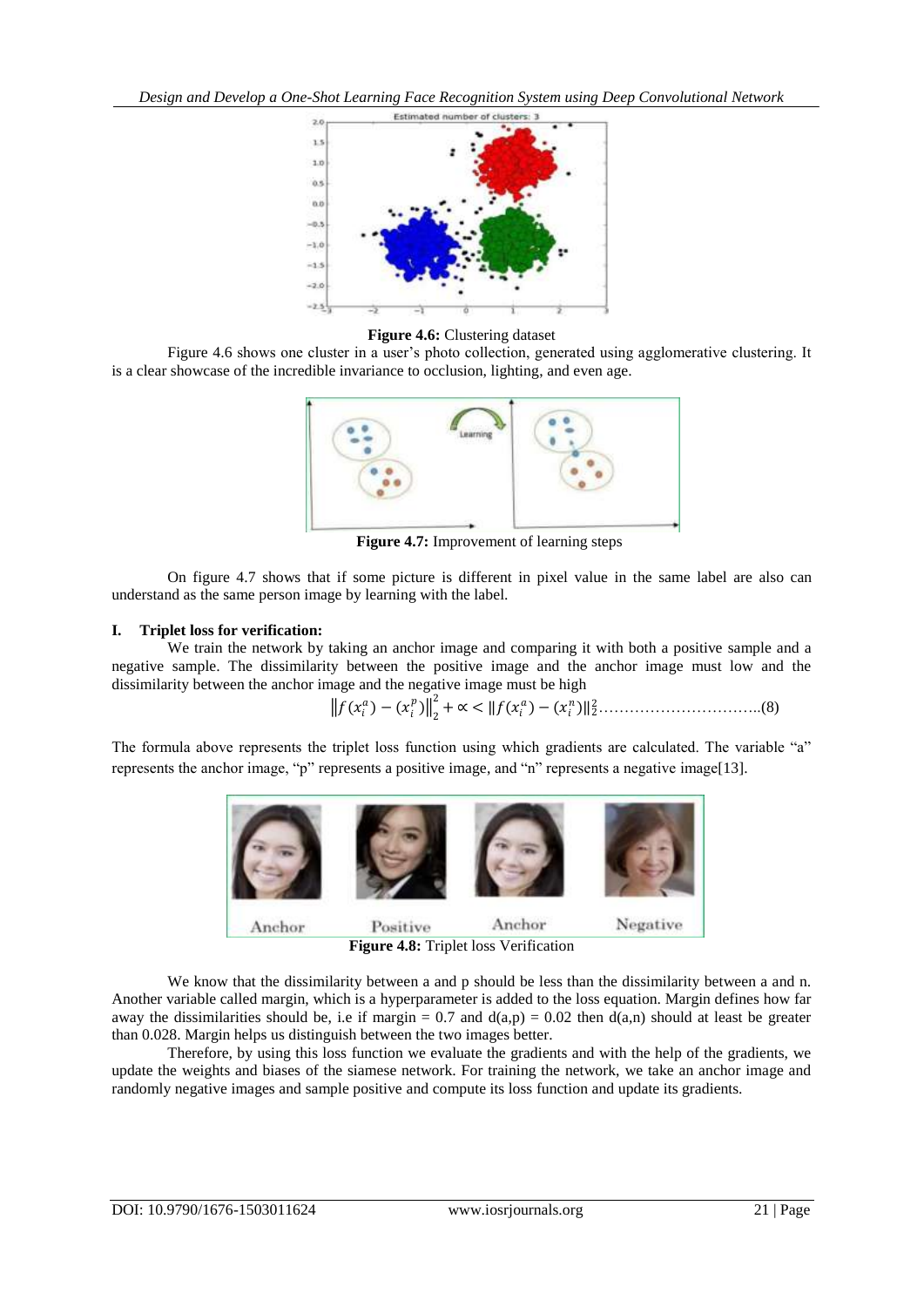**Figure 4.6:** Clustering dataset

Figure 4.6 shows one cluster in a user's photo collection, generated using agglomerative clustering. It is a clear showcase of the incredible invariance to occlusion, lighting, and even age.

**Figure 4.7:** Improvement of learning steps

On figure 4.7 shows that if some picture is different in pixel value in the same label are also can understand as the same person image by learning with the label.

## I. Triplet loss for verification:

We train the network by taking an anchor image and comparing it with both a positive sample and a negative sample. The dissimilarity between the positive image and the anchor image must low and the dissimilarity between the anchor image and the negative image must be high

$$\left\|f(x_i^a) - (x_i^p)\right\|_2^2 + \propto < \|f(x_i^a) - (x_i^n)\|_2^2 \quad (8)$$

The formula above represents the triplet loss function using which gradients are calculated. The variable "a" represents the anchor image, "p" represents a positive image, and "n" represents a negative image[13].

**Figure 4.8:** Triplet loss Verification

We know that the dissimilarity between a and p should be less than the dissimilarity between a and n. Another variable called margin, which is a hyperparameter is added to the loss equation. Margin defines how far away the dissimilarities should be, i.e if margin = 0.7 and d(a,p) = 0.02 then d(a,n) should at least be greater than 0.028. Margin helps us distinguish between the two images better.

Therefore, by using this loss function we evaluate the gradients and with the help of the gradients, we update the weights and biases of the siamese network. For training the network, we take an anchor image and randomly negative images and sample positive and compute its loss function and update its gradients.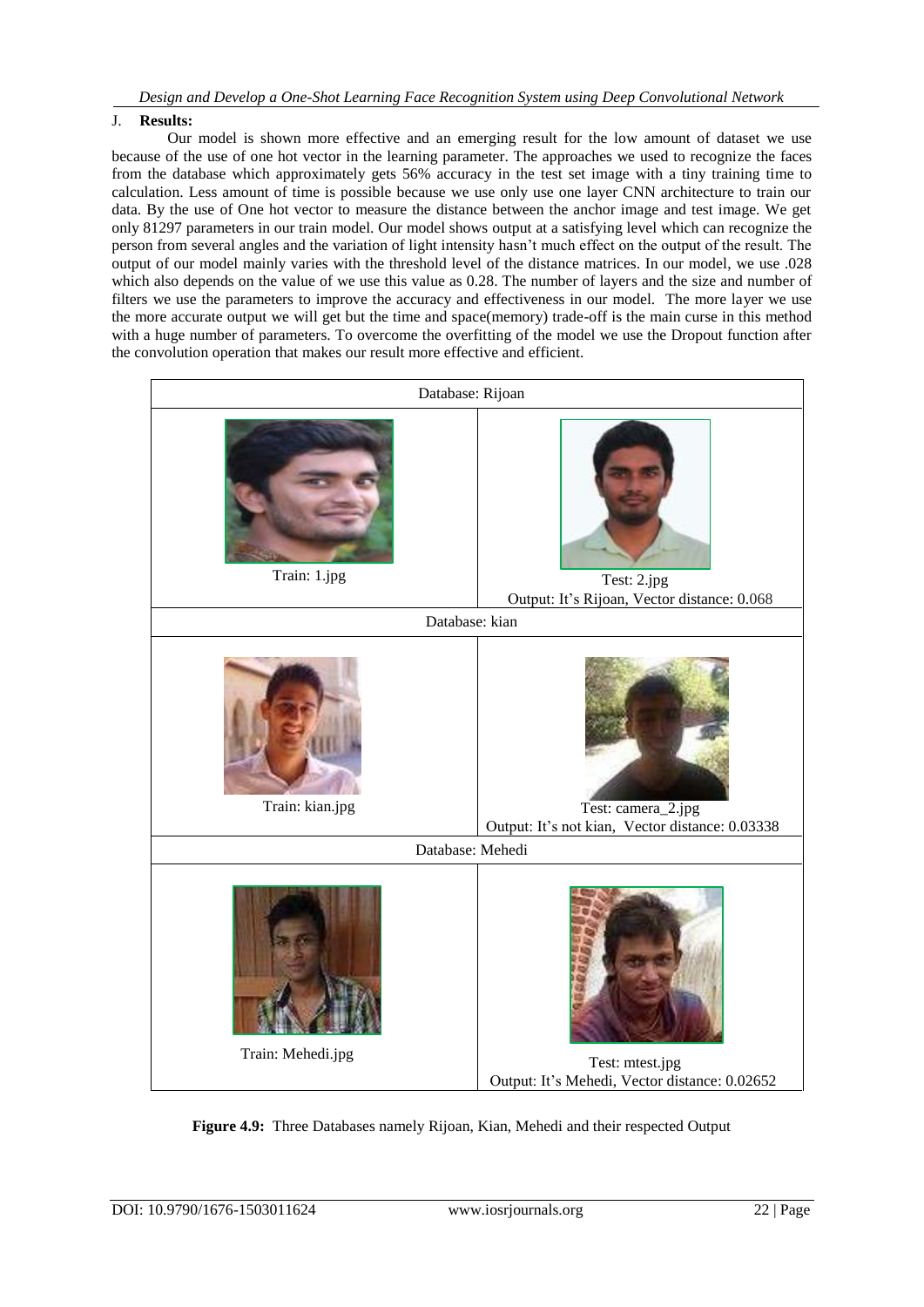### J. **Results:**

Our model is shown more effective and an emerging result for the low amount of dataset we use because of the use of one hot vector in the learning parameter. The approaches we used to recognize the faces from the database which approximately gets 56% accuracy in the test set image with a tiny training time to calculation. Less amount of time is possible because we use only use one layer CNN architecture to train our data. By the use of One hot vector to measure the distance between the anchor image and test image. We get only 81297 parameters in our train model. Our model shows output at a satisfying level which can recognize the person from several angles and the variation of light intensity hasn't much effect on the output of the result. The output of our model mainly varies with the threshold level of the distance matrices. In our model, we use .028 which also depends on the value of we use this value as 0.28. The number of layers and the size and number of filters we use the parameters to improve the accuracy and effectiveness in our model. The more layer we use the more accurate output we will get but the time and space(memory) trade-off is the main curse in this method with a huge number of parameters. To overcome the overfitting of the model we use the Dropout function after the convolution operation that makes our result more effective and efficient.

| Database: Rijoan | |
|---|---|
| Train: 1.jpg | Test: 2.jpg<br>Output: It's Rijoan, Vector distance: 0.068 |
| **Database: kian** | |
| Train: kian.jpg | Test: camera_2.jpg<br>Output: It's not kian, Vector distance: 0.03338 |
| **Database: Mehedi** | |
| Train: Mehedi.jpg | Test: mtest.jpg<br>Output: It's Mehedi, Vector distance: 0.02652 |

**Figure 4.9:** Three Databases namely Rijoan, Kian, Mehedi and their respected Output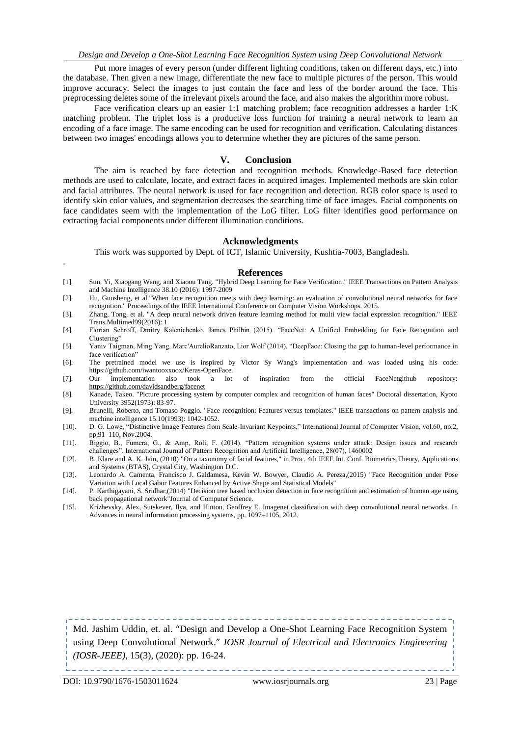Put more images of every person (under different lighting conditions, taken on different days, etc.) into the database. Then given a new image, differentiate the new face to multiple pictures of the person. This would improve accuracy. Select the images to just contain the face and less of the border around the face. This preprocessing deletes some of the irrelevant pixels around the face, and also makes the algorithm more robust.

Face verification clears up an easier 1:1 matching problem; face recognition addresses a harder 1:K matching problem. The triplet loss is a productive loss function for training a neural network to learn an encoding of a face image. The same encoding can be used for recognition and verification. Calculating distances between two images' encodings allows you to determine whether they are pictures of the same person.

## V. Conclusion

The aim is reached by face detection and recognition methods. Knowledge-Based face detection methods are used to calculate, locate, and extract faces in acquired images. Implemented methods are skin color and facial attributes. The neural network is used for face recognition and detection. RGB color space is used to identify skin color values, and segmentation decreases the searching time of face images. Facial components on face candidates seem with the implementation of the LoG filter. LoG filter identifies good performance on extracting facial components under different illumination conditions.

## Acknowledgments

This work was supported by Dept. of ICT, Islamic University, Kushtia-7003, Bangladesh.

## References

[1]. Sun, Yi, Xiaogang Wang, and Xiaoou Tang. "Hybrid Deep Learning for Face Verification." IEEE Transactions on Pattern Analysis and Machine Intelligence 38.10 (2016): 1997-2009

[2]. Hu, Guosheng, et al."When face recognition meets with deep learning: an evaluation of convolutional neural networks for face recognition." Proceedings of the IEEE International Conference on Computer Vision Workshops. 2015.

[3]. Zhang, Tong, et al. "A deep neural network driven feature learning method for multi view facial expression recognition." IEEE Trans.Multimed99(2016): 1

[4]. Florian Schroff, Dmitry Kalenichenko, James Philbin (2015). "FaceNet: A Unified Embedding for Face Recognition and Clustering"

[5]. Yaniv Taigman, Ming Yang, Marc'AurelioRanzato, Lior Wolf (2014). "DeepFace: Closing the gap to human-level performance in face verification"

[6]. The pretrained model we use is inspired by Victor Sy Wang's implementation and was loaded using his code: https://github.com/iwantooxxoox/Keras-OpenFace.

[7]. Our implementation also took a lot of inspiration from the official FaceNetgithub repository: https://github.com/davidsandberg/facenet

[8]. Kanade, Takeo. "Picture processing system by computer complex and recognition of human faces" Doctoral dissertation, Kyoto University 3952(1973): 83-97.

[9]. Brunelli, Roberto, and Tomaso Poggio. "Face recognition: Features versus templates." IEEE transactions on pattern analysis and machine intelligence 15.10(1993): 1042-1052.

[10]. D. G. Lowe, "Distinctive Image Features from Scale-Invariant Keypoints," International Journal of Computer Vision, vol.60, no.2, pp.91–110, Nov.2004.

[11]. Biggio, B., Fumera, G., & Amp, Roli, F. (2014). "Pattern recognition systems under attack: Design issues and research challenges". International Journal of Pattern Recognition and Artificial Intelligence, 28(07), 1460002

[12]. B. Klare and A. K. Jain, (2010) "On a taxonomy of facial features," in Proc. 4th IEEE Int. Conf. Biometrics Theory, Applications and Systems (BTAS), Crystal City, Washington D.C.

[13]. Leonardo A. Camenta, Francisco J. Galdamesa, Kevin W. Bowyer, Claudio A. Pereza,(2015) "Face Recognition under Pose Variation with Local Gabor Features Enhanced by Active Shape and Statistical Models"

[14]. P. Karthigayani, S. Sridhar,(2014) "Decision tree based occlusion detection in face recognition and estimation of human age using back propagational network"Journal of Computer Science.

[15]. Krizhevsky, Alex, Sutskever, Ilya, and Hinton, Geoffrey E. Imagenet classification with deep convolutional neural networks. In Advances in neural information processing systems, pp. 1097–1105, 2012.

Md. Jashim Uddin, et. al. "Design and Develop a One-Shot Learning Face Recognition System using Deep Convolutional Network." *IOSR Journal of Electrical and Electronics Engineering (IOSR-JEEE)*, 15(3), (2020): pp. 16-24.